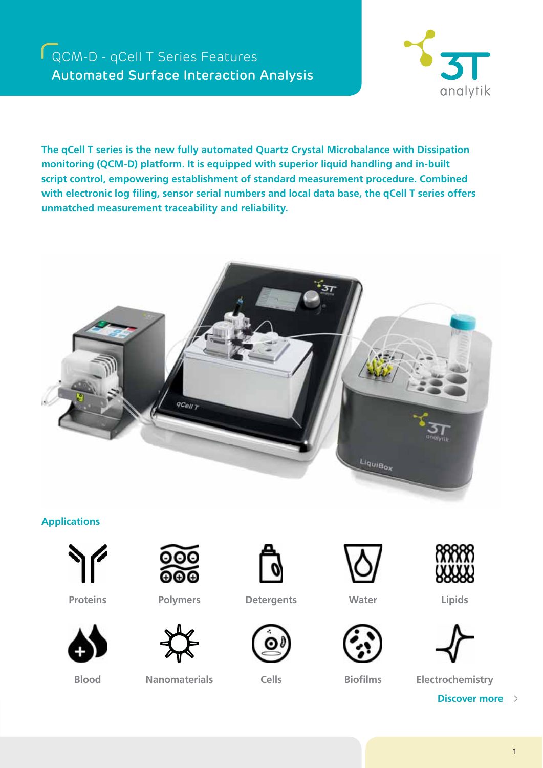# QCM-D - qCell T Series Features
## Automated Surface Interaction Analysis

3T analytik

**The qCell T series is the new fully automated Quartz Crystal Microbalance with Dissipation monitoring (QCM-D) platform. It is equipped with superior liquid handling and in-built script control, empowering establishment of standard measurement procedure. Combined with electronic log filing, sensor serial numbers and local data base, the qCell T series offers unmatched measurement traceability and reliability.**

### Applications

- Proteins
- Polymers
- Detergents
- Water
- Lipids
- Blood
- Nanomaterials
- Cells
- Biofilms
- Electrochemistry

**Discover more** >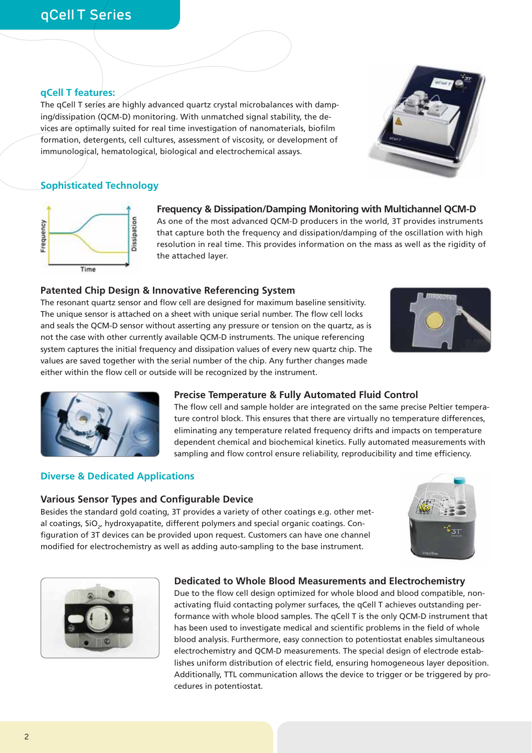## qCell T features:

The qCell T series are highly advanced quartz crystal microbalances with damping/dissipation (QCM-D) monitoring. With unmatched signal stability, the devices are optimally suited for real time investigation of nanomaterials, biofilm formation, detergents, cell cultures, assessment of viscosity, or development of immunological, hematological, biological and electrochemical assays.

## Sophisticated Technology

Frequency

Dissipation

Time

### Frequency & Dissipation/Damping Monitoring with Multichannel QCM-D

As one of the most advanced QCM-D producers in the world, 3T provides instruments that capture both the frequency and dissipation/damping of the oscillation with high resolution in real time. This provides information on the mass as well as the rigidity of the attached layer.

### Patented Chip Design & Innovative Referencing System

The resonant quartz sensor and flow cell are designed for maximum baseline sensitivity. The unique sensor is attached on a sheet with unique serial number. The flow cell locks and seals the QCM-D sensor without asserting any pressure or tension on the quartz, as is not the case with other currently available QCM-D instruments. The unique referencing system captures the initial frequency and dissipation values of every new quartz chip. The values are saved together with the serial number of the chip. Any further changes made either within the flow cell or outside will be recognized by the instrument.

### Precise Temperature & Fully Automated Fluid Control

The flow cell and sample holder are integrated on the same precise Peltier temperature control block. This ensures that there are virtually no temperature differences, eliminating any temperature related frequency drifts and impacts on temperature dependent chemical and biochemical kinetics. Fully automated measurements with sampling and flow control ensure reliability, reproducibility and time efficiency.

## Diverse & Dedicated Applications

### Various Sensor Types and Configurable Device

Besides the standard gold coating, 3T provides a variety of other coatings e.g. other metal coatings, $SiO_2$, hydroxyapatite, different polymers and special organic coatings. Configuration of 3T devices can be provided upon request. Customers can have one channel modified for electrochemistry as well as adding auto-sampling to the base instrument.

### Dedicated to Whole Blood Measurements and Electrochemistry

Due to the flow cell design optimized for whole blood and blood compatible, non-activating fluid contacting polymer surfaces, the qCell T achieves outstanding performance with whole blood samples. The qCell T is the only QCM-D instrument that has been used to investigate medical and scientific problems in the field of whole blood analysis. Furthermore, easy connection to potentiostat enables simultaneous electrochemistry and QCM-D measurements. The special design of electrode establishes uniform distribution of electric field, ensuring homogeneous layer deposition. Additionally, TTL communication allows the device to trigger or be triggered by procedures in potentiostat.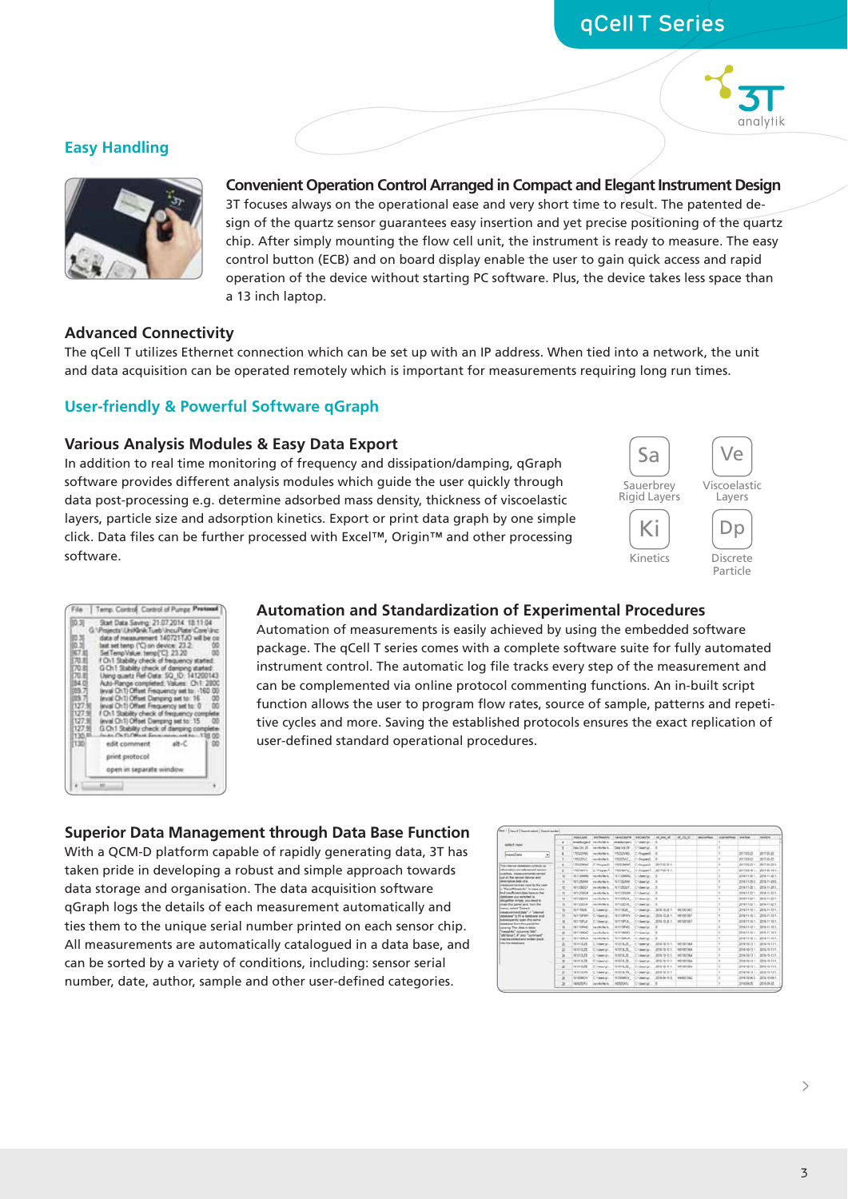## Easy Handling

### Convenient Operation Control Arranged in Compact and Elegant Instrument Design

3T focuses always on the operational ease and very short time to result. The patented design of the quartz sensor guarantees easy insertion and yet precise positioning of the quartz chip. After simply mounting the flow cell unit, the instrument is ready to measure. The easy control button (ECB) and on board display enable the user to gain quick access and rapid operation of the device without starting PC software. Plus, the device takes less space than a 13 inch laptop.

### Advanced Connectivity

The qCell T utilizes Ethernet connection which can be set up with an IP address. When tied into a network, the unit and data acquisition can be operated remotely which is important for measurements requiring long run times.

## User-friendly & Powerful Software qGraph

### Various Analysis Modules & Easy Data Export

In addition to real time monitoring of frequency and dissipation/damping, qGraph software provides different analysis modules which guide the user quickly through data post-processing e.g. determine adsorbed mass density, thickness of viscoelastic layers, particle size and adsorption kinetics. Export or print data graph by one simple click. Data files can be further processed with Excel™, Origin™ and other processing software.

Sa
Sauerbrey Rigid Layers

Ve
Viscoelastic Layers

Ki
Kinetics

Dp
Discrete Particle

### Automation and Standardization of Experimental Procedures

Automation of measurements is easily achieved by using the embedded software package. The qCell T series comes with a complete software suite for fully automated instrument control. The automatic log file tracks every step of the measurement and can be complemented via online protocol commenting functions. An in-built script function allows the user to program flow rates, source of sample, patterns and repetitive cycles and more. Saving the established protocols ensures the exact replication of user-defined standard operational procedures.

### Superior Data Management through Data Base Function

With a QCM-D platform capable of rapidly generating data, 3T has taken pride in developing a robust and simple approach towards data storage and organisation. The data acquisition software qGraph logs the details of each measurement automatically and ties them to the unique serial number printed on each sensor chip. All measurements are automatically catalogued in a data base, and can be sorted by a variety of conditions, including: sensor serial number, date, author, sample and other user-defined categories.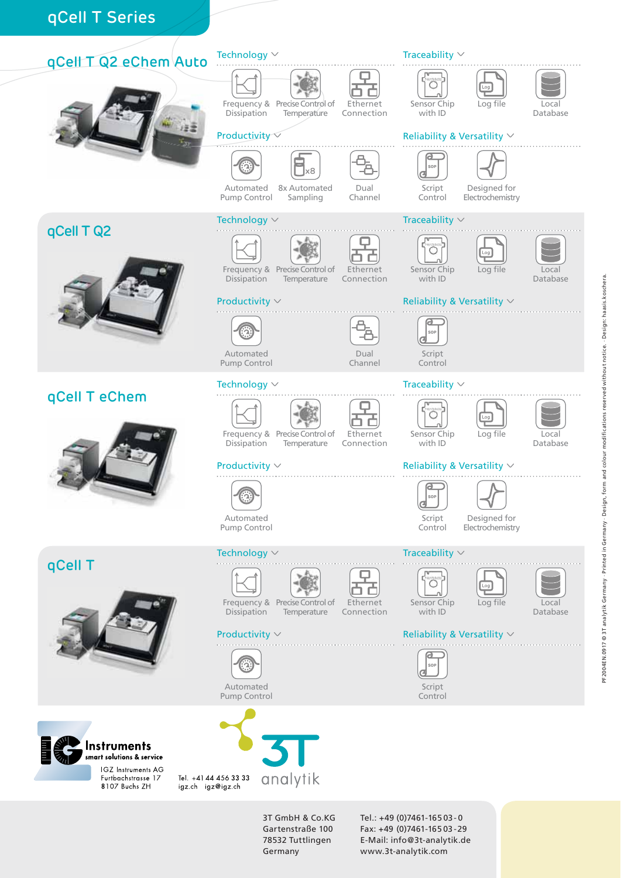# qCell T Series

## qCell T Q2 eChem Auto

**Technology**
- Frequency & Dissipation
- Precise Control of Temperature
- Ethernet Connection

**Traceability**
- Sensor Chip with ID
- Log file
- Local Database

**Productivity**
- Automated Pump Control
- 8x Automated Sampling
- Dual Channel

**Reliability & Versatility**
- Script Control
- Designed for Electrochemistry

## qCell T Q2

**Technology**
- Frequency & Dissipation
- Precise Control of Temperature
- Ethernet Connection

**Traceability**
- Sensor Chip with ID
- Log file
- Local Database

**Productivity**
- Automated Pump Control
- Dual Channel

**Reliability & Versatility**
- Script Control

## qCell T eChem

**Technology**
- Frequency & Dissipation
- Precise Control of Temperature
- Ethernet Connection

**Traceability**
- Sensor Chip with ID
- Log file
- Local Database

**Productivity**
- Automated Pump Control

**Reliability & Versatility**
- Script Control
- Designed for Electrochemistry

## qCell T

**Technology**
- Frequency & Dissipation
- Precise Control of Temperature
- Ethernet Connection

**Traceability**
- Sensor Chip with ID
- Log file
- Local Database

**Productivity**
- Automated Pump Control

**Reliability & Versatility**
- Script Control

---

IGZ Instruments smart solutions & service

IGZ Instruments AG
Furtbachstrasse 17
8107 Buchs ZH

Tel. +41 44 456 33 33
igz.ch igz@igz.ch

3T analytik

3T GmbH & Co.KG
Gartenstraße 100
78532 Tuttlingen
Germany

Tel.: +49 (0)7461-165 03-0
Fax: +49 (0)7461-165 03-29
E-Mail: info@3t-analytik.de
www.3t-analytik.com

PF2004EN.0917 © 3T analytik Germany · Printed in Germany · Design, form and colour modifications reserved without notice. · Design: haasis.koschera.